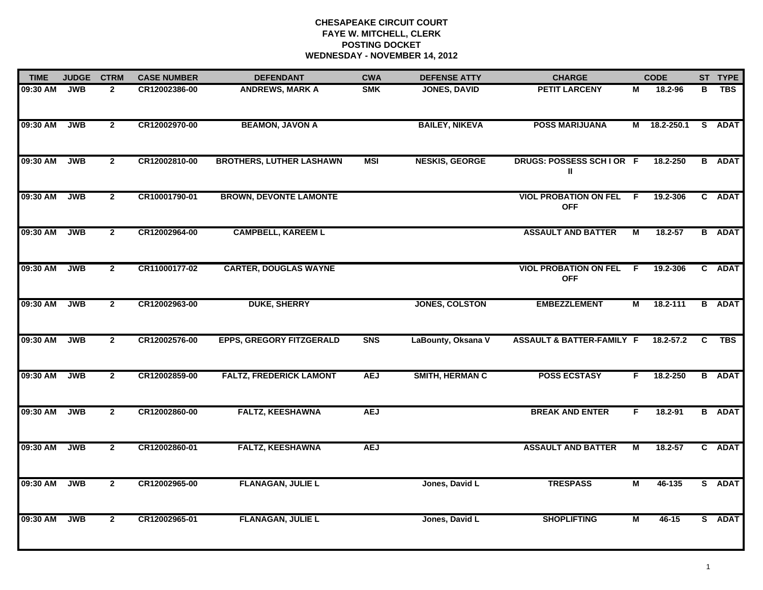**CHESAPEAKE CIRCUIT COURT**
**FAYE W. MITCHELL, CLERK**
**POSTING DOCKET**
**WEDNESDAY - NOVEMBER 14, 2012**

| TIME | JUDGE | CTRM | CASE NUMBER | DEFENDANT | CWA | DEFENSE ATTY | CHARGE | | CODE | ST | TYPE |
|---|---|---|---|---|---|---|---|---|---|---|---|
| 09:30 AM | JWB | 2 | CR12002386-00 | ANDREWS, MARK A | SMK | JONES, DAVID | PETIT LARCENY | M | 18.2-96 | B | TBS |
| 09:30 AM | JWB | 2 | CR12002970-00 | BEAMON, JAVON A | | BAILEY, NIKEVA | POSS MARIJUANA | M | 18.2-250.1 | S | ADAT |
| 09:30 AM | JWB | 2 | CR12002810-00 | BROTHERS, LUTHER LASHAWN | MSI | NESKIS, GEORGE | DRUGS: POSSESS SCH I OR II | F | 18.2-250 | B | ADAT |
| 09:30 AM | JWB | 2 | CR10001790-01 | BROWN, DEVONTE LAMONTE | | | VIOL PROBATION ON FEL OFF | F | 19.2-306 | C | ADAT |
| 09:30 AM | JWB | 2 | CR12002964-00 | CAMPBELL, KAREEM L | | | ASSAULT AND BATTER | M | 18.2-57 | B | ADAT |
| 09:30 AM | JWB | 2 | CR11000177-02 | CARTER, DOUGLAS WAYNE | | | VIOL PROBATION ON FEL OFF | F | 19.2-306 | C | ADAT |
| 09:30 AM | JWB | 2 | CR12002963-00 | DUKE, SHERRY | | JONES, COLSTON | EMBEZZLEMENT | M | 18.2-111 | B | ADAT |
| 09:30 AM | JWB | 2 | CR12002576-00 | EPPS, GREGORY FITZGERALD | SNS | LaBounty, Oksana V | ASSAULT & BATTER-FAMILY | F | 18.2-57.2 | C | TBS |
| 09:30 AM | JWB | 2 | CR12002859-00 | FALTZ, FREDERICK LAMONT | AEJ | SMITH, HERMAN C | POSS ECSTASY | F | 18.2-250 | B | ADAT |
| 09:30 AM | JWB | 2 | CR12002860-00 | FALTZ, KEESHAWNA | AEJ | | BREAK AND ENTER | F | 18.2-91 | B | ADAT |
| 09:30 AM | JWB | 2 | CR12002860-01 | FALTZ, KEESHAWNA | AEJ | | ASSAULT AND BATTER | M | 18.2-57 | C | ADAT |
| 09:30 AM | JWB | 2 | CR12002965-00 | FLANAGAN, JULIE L | | Jones, David L | TRESPASS | M | 46-135 | S | ADAT |
| 09:30 AM | JWB | 2 | CR12002965-01 | FLANAGAN, JULIE L | | Jones, David L | SHOPLIFTING | M | 46-15 | S | ADAT |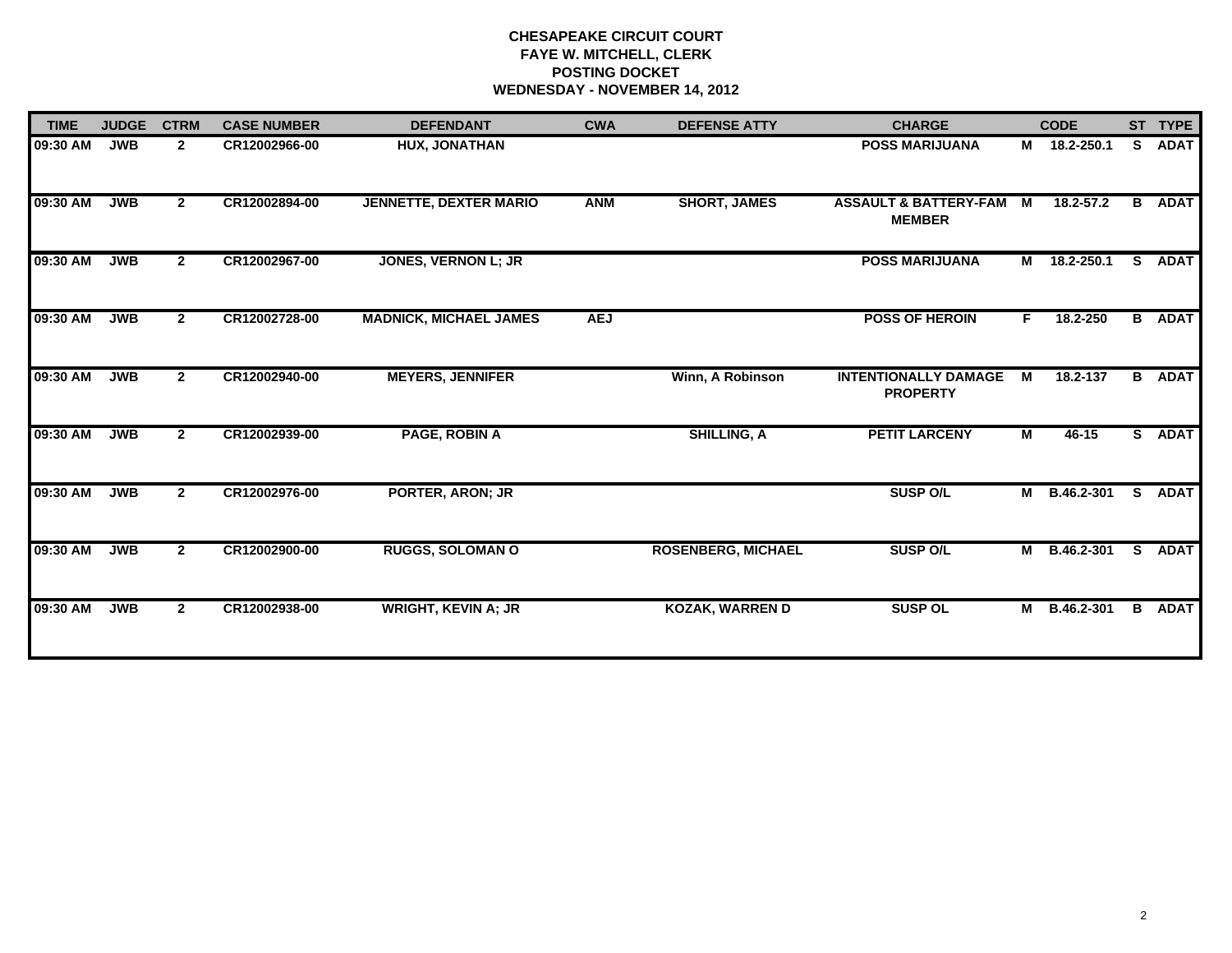**CHESAPEAKE CIRCUIT COURT**
**FAYE W. MITCHELL, CLERK**
**POSTING DOCKET**
**WEDNESDAY - NOVEMBER 14, 2012**

| TIME | JUDGE | CTRM | CASE NUMBER | DEFENDANT | CWA | DEFENSE ATTY | CHARGE | | CODE | ST | TYPE |
|---|---|---|---|---|---|---|---|---|---|---|---|
| 09:30 AM | JWB | 2 | CR12002966-00 | HUX, JONATHAN | | | POSS MARIJUANA | M | 18.2-250.1 | S | ADAT |
| 09:30 AM | JWB | 2 | CR12002894-00 | JENNETTE, DEXTER MARIO | ANM | SHORT, JAMES | ASSAULT & BATTERY-FAM MEMBER | M | 18.2-57.2 | B | ADAT |
| 09:30 AM | JWB | 2 | CR12002967-00 | JONES, VERNON L; JR | | | POSS MARIJUANA | M | 18.2-250.1 | S | ADAT |
| 09:30 AM | JWB | 2 | CR12002728-00 | MADNICK, MICHAEL JAMES | AEJ | | POSS OF HEROIN | F | 18.2-250 | B | ADAT |
| 09:30 AM | JWB | 2 | CR12002940-00 | MEYERS, JENNIFER | | Winn, A Robinson | INTENTIONALLY DAMAGE PROPERTY | M | 18.2-137 | B | ADAT |
| 09:30 AM | JWB | 2 | CR12002939-00 | PAGE, ROBIN A | | SHILLING, A | PETIT LARCENY | M | 46-15 | S | ADAT |
| 09:30 AM | JWB | 2 | CR12002976-00 | PORTER, ARON; JR | | | SUSP O/L | M | B.46.2-301 | S | ADAT |
| 09:30 AM | JWB | 2 | CR12002900-00 | RUGGS, SOLOMAN O | | ROSENBERG, MICHAEL | SUSP O/L | M | B.46.2-301 | S | ADAT |
| 09:30 AM | JWB | 2 | CR12002938-00 | WRIGHT, KEVIN A; JR | | KOZAK, WARREN D | SUSP OL | M | B.46.2-301 | B | ADAT |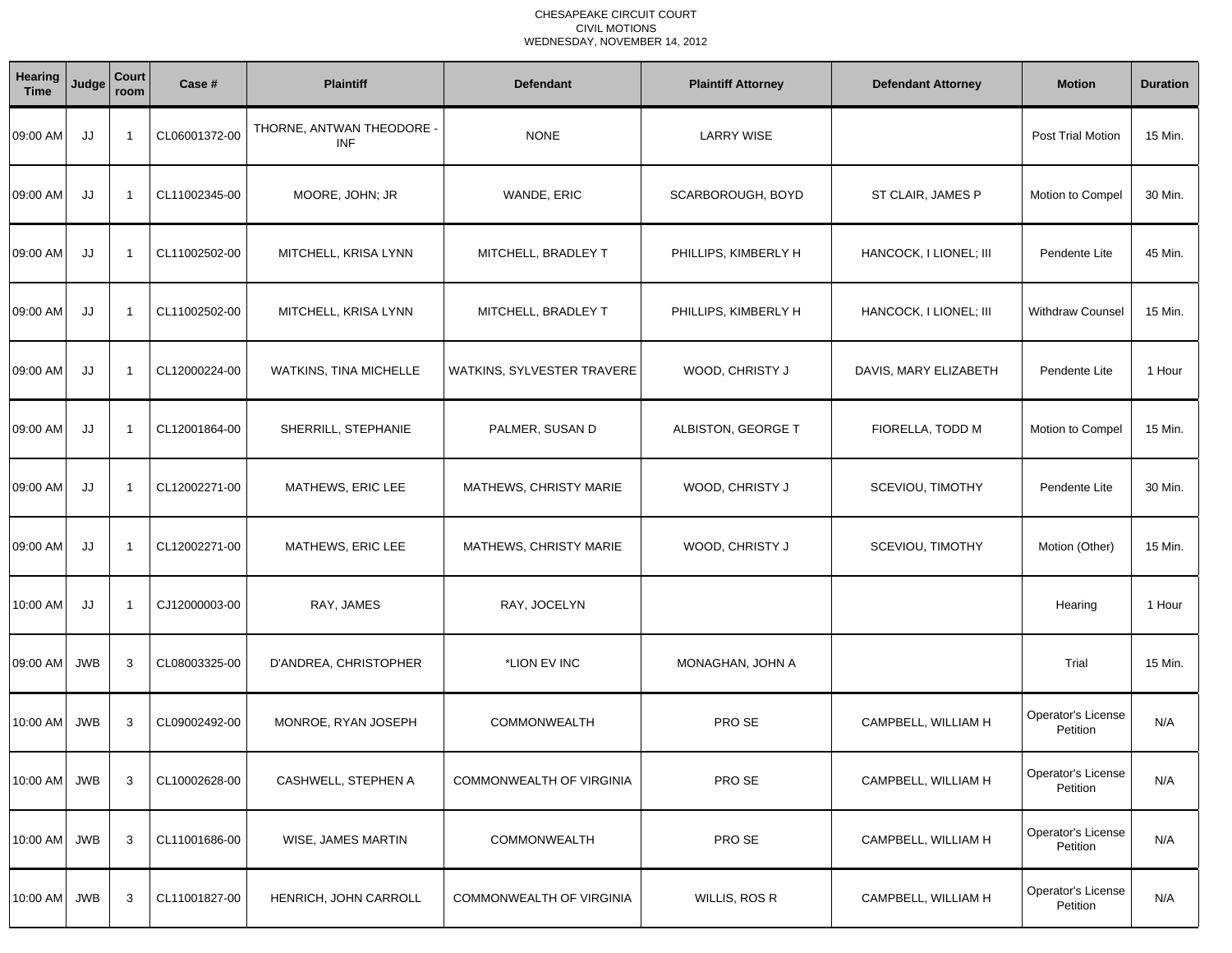CHESAPEAKE CIRCUIT COURT
CIVIL MOTIONS
WEDNESDAY, NOVEMBER 14, 2012

| Hearing Time | Judge | Court room | Case # | Plaintiff | Defendant | Plaintiff Attorney | Defendant Attorney | Motion | Duration |
|---|---|---|---|---|---|---|---|---|---|
| 09:00 AM | JJ | 1 | CL06001372-00 | THORNE, ANTWAN THEODORE - INF | NONE | LARRY WISE | | Post Trial Motion | 15 Min. |
| 09:00 AM | JJ | 1 | CL11002345-00 | MOORE, JOHN; JR | WANDE, ERIC | SCARBOROUGH, BOYD | ST CLAIR, JAMES P | Motion to Compel | 30 Min. |
| 09:00 AM | JJ | 1 | CL11002502-00 | MITCHELL, KRISA LYNN | MITCHELL, BRADLEY T | PHILLIPS, KIMBERLY H | HANCOCK, I LIONEL; III | Pendente Lite | 45 Min. |
| 09:00 AM | JJ | 1 | CL11002502-00 | MITCHELL, KRISA LYNN | MITCHELL, BRADLEY T | PHILLIPS, KIMBERLY H | HANCOCK, I LIONEL; III | Withdraw Counsel | 15 Min. |
| 09:00 AM | JJ | 1 | CL12000224-00 | WATKINS, TINA MICHELLE | WATKINS, SYLVESTER TRAVERE | WOOD, CHRISTY J | DAVIS, MARY ELIZABETH | Pendente Lite | 1 Hour |
| 09:00 AM | JJ | 1 | CL12001864-00 | SHERRILL, STEPHANIE | PALMER, SUSAN D | ALBISTON, GEORGE T | FIORELLA, TODD M | Motion to Compel | 15 Min. |
| 09:00 AM | JJ | 1 | CL12002271-00 | MATHEWS, ERIC LEE | MATHEWS, CHRISTY MARIE | WOOD, CHRISTY J | SCEVIOU, TIMOTHY | Pendente Lite | 30 Min. |
| 09:00 AM | JJ | 1 | CL12002271-00 | MATHEWS, ERIC LEE | MATHEWS, CHRISTY MARIE | WOOD, CHRISTY J | SCEVIOU, TIMOTHY | Motion (Other) | 15 Min. |
| 10:00 AM | JJ | 1 | CJ12000003-00 | RAY, JAMES | RAY, JOCELYN | | | Hearing | 1 Hour |
| 09:00 AM | JWB | 3 | CL08003325-00 | D'ANDREA, CHRISTOPHER | *LION EV INC | MONAGHAN, JOHN A | | Trial | 15 Min. |
| 10:00 AM | JWB | 3 | CL09002492-00 | MONROE, RYAN JOSEPH | COMMONWEALTH | PRO SE | CAMPBELL, WILLIAM H | Operator's License Petition | N/A |
| 10:00 AM | JWB | 3 | CL10002628-00 | CASHWELL, STEPHEN A | COMMONWEALTH OF VIRGINIA | PRO SE | CAMPBELL, WILLIAM H | Operator's License Petition | N/A |
| 10:00 AM | JWB | 3 | CL11001686-00 | WISE, JAMES MARTIN | COMMONWEALTH | PRO SE | CAMPBELL, WILLIAM H | Operator's License Petition | N/A |
| 10:00 AM | JWB | 3 | CL11001827-00 | HENRICH, JOHN CARROLL | COMMONWEALTH OF VIRGINIA | WILLIS, ROS R | CAMPBELL, WILLIAM H | Operator's License Petition | N/A |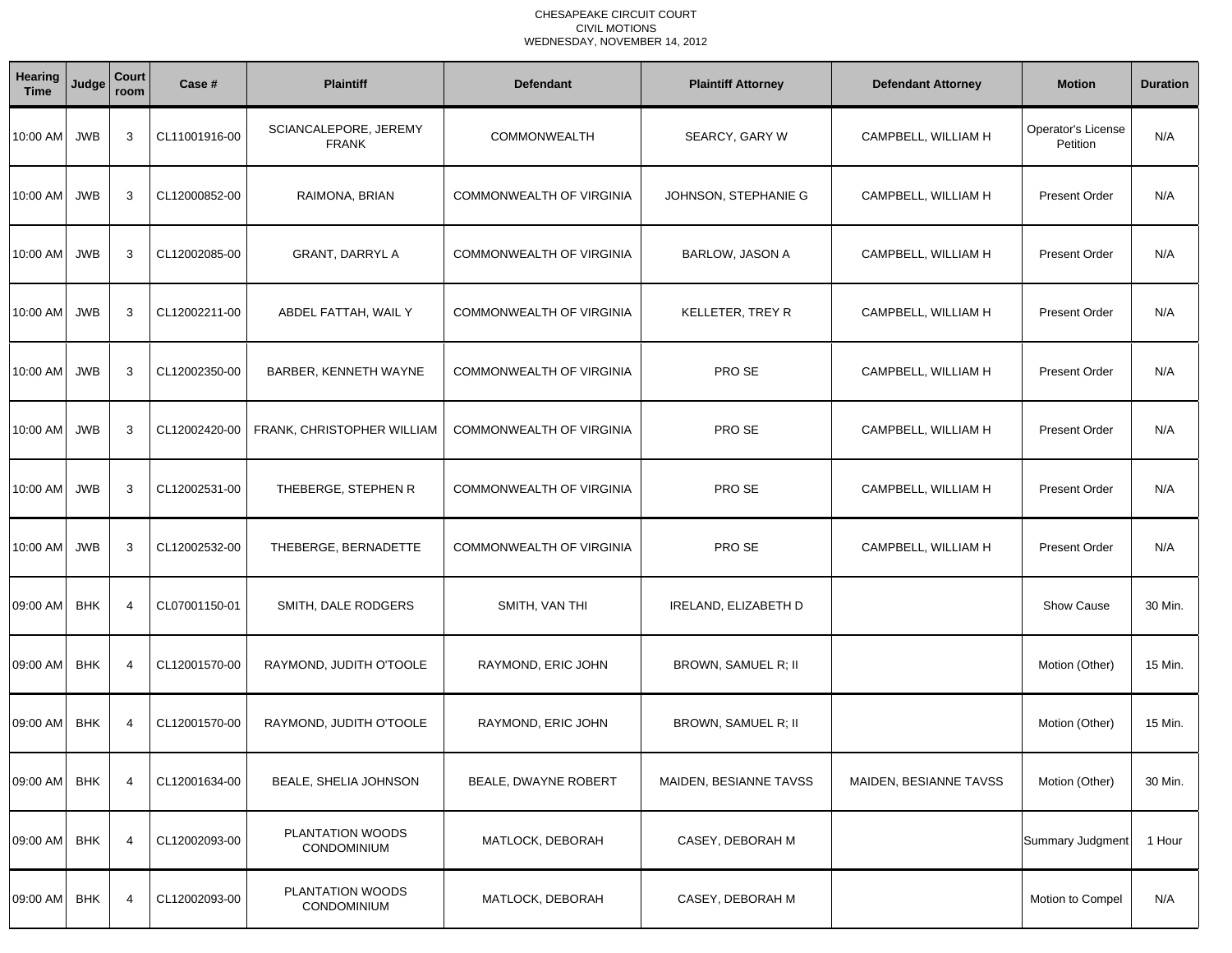CHESAPEAKE CIRCUIT COURT
CIVIL MOTIONS
WEDNESDAY, NOVEMBER 14, 2012

| Hearing Time | Judge | Court room | Case # | Plaintiff | Defendant | Plaintiff Attorney | Defendant Attorney | Motion | Duration |
|---|---|---|---|---|---|---|---|---|---|
| 10:00 AM | JWB | 3 | CL11001916-00 | SCIANCALEPORE, JEREMY FRANK | COMMONWEALTH | SEARCY, GARY W | CAMPBELL, WILLIAM H | Operator's License Petition | N/A |
| 10:00 AM | JWB | 3 | CL12000852-00 | RAIMONA, BRIAN | COMMONWEALTH OF VIRGINIA | JOHNSON, STEPHANIE G | CAMPBELL, WILLIAM H | Present Order | N/A |
| 10:00 AM | JWB | 3 | CL12002085-00 | GRANT, DARRYL A | COMMONWEALTH OF VIRGINIA | BARLOW, JASON A | CAMPBELL, WILLIAM H | Present Order | N/A |
| 10:00 AM | JWB | 3 | CL12002211-00 | ABDEL FATTAH, WAIL Y | COMMONWEALTH OF VIRGINIA | KELLETER, TREY R | CAMPBELL, WILLIAM H | Present Order | N/A |
| 10:00 AM | JWB | 3 | CL12002350-00 | BARBER, KENNETH WAYNE | COMMONWEALTH OF VIRGINIA | PRO SE | CAMPBELL, WILLIAM H | Present Order | N/A |
| 10:00 AM | JWB | 3 | CL12002420-00 | FRANK, CHRISTOPHER WILLIAM | COMMONWEALTH OF VIRGINIA | PRO SE | CAMPBELL, WILLIAM H | Present Order | N/A |
| 10:00 AM | JWB | 3 | CL12002531-00 | THEBERGE, STEPHEN R | COMMONWEALTH OF VIRGINIA | PRO SE | CAMPBELL, WILLIAM H | Present Order | N/A |
| 10:00 AM | JWB | 3 | CL12002532-00 | THEBERGE, BERNADETTE | COMMONWEALTH OF VIRGINIA | PRO SE | CAMPBELL, WILLIAM H | Present Order | N/A |
| 09:00 AM | BHK | 4 | CL07001150-01 | SMITH, DALE RODGERS | SMITH, VAN THI | IRELAND, ELIZABETH D | | Show Cause | 30 Min. |
| 09:00 AM | BHK | 4 | CL12001570-00 | RAYMOND, JUDITH O'TOOLE | RAYMOND, ERIC JOHN | BROWN, SAMUEL R; II | | Motion (Other) | 15 Min. |
| 09:00 AM | BHK | 4 | CL12001570-00 | RAYMOND, JUDITH O'TOOLE | RAYMOND, ERIC JOHN | BROWN, SAMUEL R; II | | Motion (Other) | 15 Min. |
| 09:00 AM | BHK | 4 | CL12001634-00 | BEALE, SHELIA JOHNSON | BEALE, DWAYNE ROBERT | MAIDEN, BESIANNE TAVSS | MAIDEN, BESIANNE TAVSS | Motion (Other) | 30 Min. |
| 09:00 AM | BHK | 4 | CL12002093-00 | PLANTATION WOODS CONDOMINIUM | MATLOCK, DEBORAH | CASEY, DEBORAH M | | Summary Judgment | 1 Hour |
| 09:00 AM | BHK | 4 | CL12002093-00 | PLANTATION WOODS CONDOMINIUM | MATLOCK, DEBORAH | CASEY, DEBORAH M | | Motion to Compel | N/A |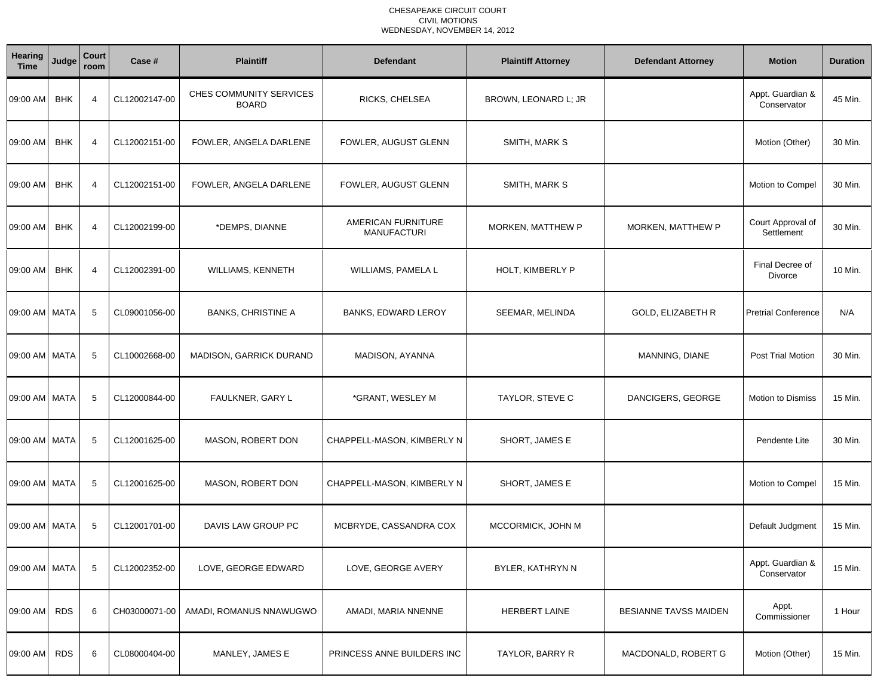CHESAPEAKE CIRCUIT COURT
CIVIL MOTIONS
WEDNESDAY, NOVEMBER 14, 2012

| Hearing Time | Judge | Court room | Case # | Plaintiff | Defendant | Plaintiff Attorney | Defendant Attorney | Motion | Duration |
|---|---|---|---|---|---|---|---|---|---|
| 09:00 AM | BHK | 4 | CL12002147-00 | CHES COMMUNITY SERVICES BOARD | RICKS, CHELSEA | BROWN, LEONARD L; JR | | Appt. Guardian & Conservator | 45 Min. |
| 09:00 AM | BHK | 4 | CL12002151-00 | FOWLER, ANGELA DARLENE | FOWLER, AUGUST GLENN | SMITH, MARK S | | Motion (Other) | 30 Min. |
| 09:00 AM | BHK | 4 | CL12002151-00 | FOWLER, ANGELA DARLENE | FOWLER, AUGUST GLENN | SMITH, MARK S | | Motion to Compel | 30 Min. |
| 09:00 AM | BHK | 4 | CL12002199-00 | *DEMPS, DIANNE | AMERICAN FURNITURE MANUFACTURI | MORKEN, MATTHEW P | MORKEN, MATTHEW P | Court Approval of Settlement | 30 Min. |
| 09:00 AM | BHK | 4 | CL12002391-00 | WILLIAMS, KENNETH | WILLIAMS, PAMELA L | HOLT, KIMBERLY P | | Final Decree of Divorce | 10 Min. |
| 09:00 AM | MATA | 5 | CL09001056-00 | BANKS, CHRISTINE A | BANKS, EDWARD LEROY | SEEMAR, MELINDA | GOLD, ELIZABETH R | Pretrial Conference | N/A |
| 09:00 AM | MATA | 5 | CL10002668-00 | MADISON, GARRICK DURAND | MADISON, AYANNA | | MANNING, DIANE | Post Trial Motion | 30 Min. |
| 09:00 AM | MATA | 5 | CL12000844-00 | FAULKNER, GARY L | *GRANT, WESLEY M | TAYLOR, STEVE C | DANCIGERS, GEORGE | Motion to Dismiss | 15 Min. |
| 09:00 AM | MATA | 5 | CL12001625-00 | MASON, ROBERT DON | CHAPPELL-MASON, KIMBERLY N | SHORT, JAMES E | | Pendente Lite | 30 Min. |
| 09:00 AM | MATA | 5 | CL12001625-00 | MASON, ROBERT DON | CHAPPELL-MASON, KIMBERLY N | SHORT, JAMES E | | Motion to Compel | 15 Min. |
| 09:00 AM | MATA | 5 | CL12001701-00 | DAVIS LAW GROUP PC | MCBRYDE, CASSANDRA COX | MCCORMICK, JOHN M | | Default Judgment | 15 Min. |
| 09:00 AM | MATA | 5 | CL12002352-00 | LOVE, GEORGE EDWARD | LOVE, GEORGE AVERY | BYLER, KATHRYN N | | Appt. Guardian & Conservator | 15 Min. |
| 09:00 AM | RDS | 6 | CH03000071-00 | AMADI, ROMANUS NNAWUGWO | AMADI, MARIA NNENNE | HERBERT LAINE | BESIANNE TAVSS MAIDEN | Appt. Commissioner | 1 Hour |
| 09:00 AM | RDS | 6 | CL08000404-00 | MANLEY, JAMES E | PRINCESS ANNE BUILDERS INC | TAYLOR, BARRY R | MACDONALD, ROBERT G | Motion (Other) | 15 Min. |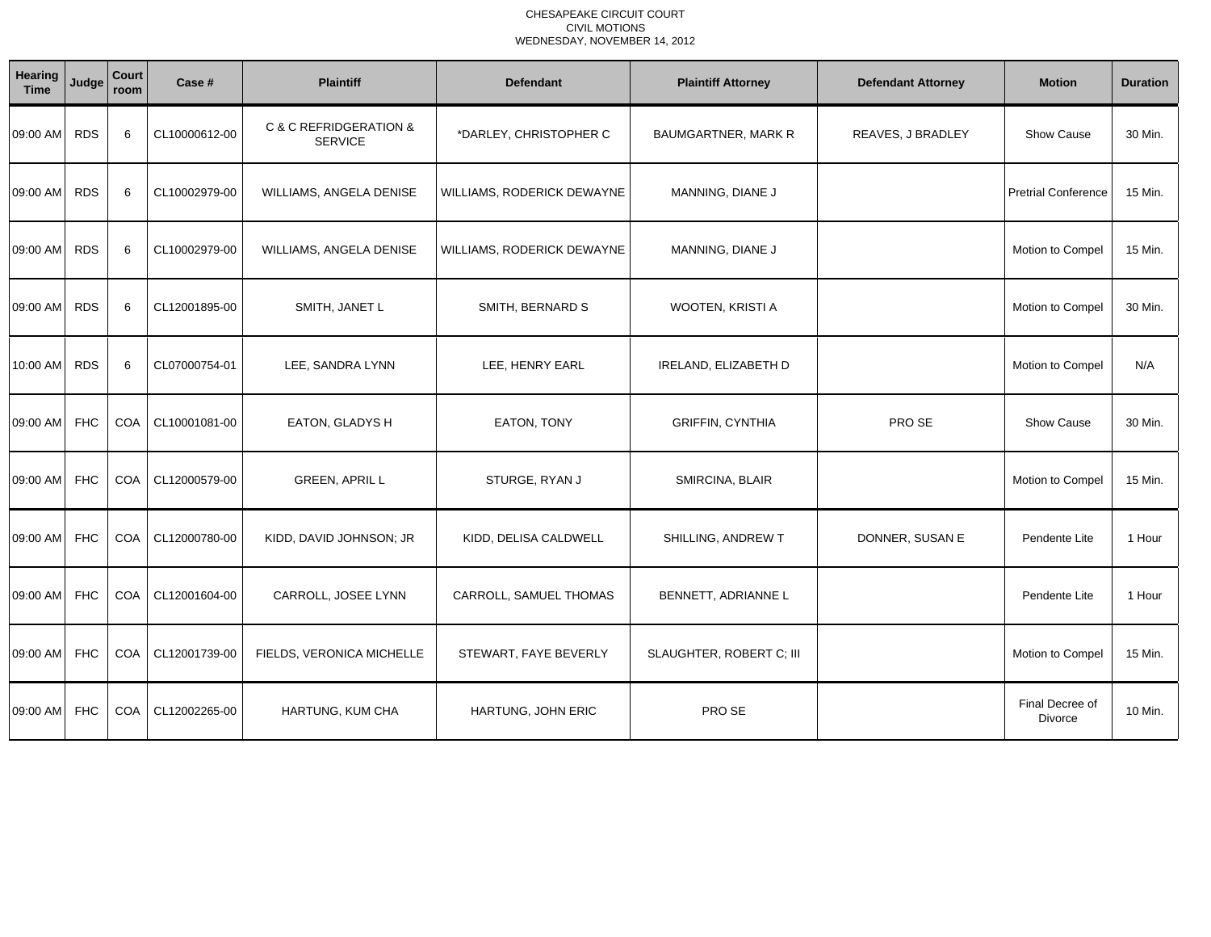CHESAPEAKE CIRCUIT COURT
CIVIL MOTIONS
WEDNESDAY, NOVEMBER 14, 2012

| Hearing Time | Judge | Court room | Case # | Plaintiff | Defendant | Plaintiff Attorney | Defendant Attorney | Motion | Duration |
|---|---|---|---|---|---|---|---|---|---|
| 09:00 AM | RDS | 6 | CL10000612-00 | C & C REFRIDGERATION & SERVICE | *DARLEY, CHRISTOPHER C | BAUMGARTNER, MARK R | REAVES, J BRADLEY | Show Cause | 30 Min. |
| 09:00 AM | RDS | 6 | CL10002979-00 | WILLIAMS, ANGELA DENISE | WILLIAMS, RODERICK DEWAYNE | MANNING, DIANE J | | Pretrial Conference | 15 Min. |
| 09:00 AM | RDS | 6 | CL10002979-00 | WILLIAMS, ANGELA DENISE | WILLIAMS, RODERICK DEWAYNE | MANNING, DIANE J | | Motion to Compel | 15 Min. |
| 09:00 AM | RDS | 6 | CL12001895-00 | SMITH, JANET L | SMITH, BERNARD S | WOOTEN, KRISTI A | | Motion to Compel | 30 Min. |
| 10:00 AM | RDS | 6 | CL07000754-01 | LEE, SANDRA LYNN | LEE, HENRY EARL | IRELAND, ELIZABETH D | | Motion to Compel | N/A |
| 09:00 AM | FHC | COA | CL10001081-00 | EATON, GLADYS H | EATON, TONY | GRIFFIN, CYNTHIA | PRO SE | Show Cause | 30 Min. |
| 09:00 AM | FHC | COA | CL12000579-00 | GREEN, APRIL L | STURGE, RYAN J | SMIRCINA, BLAIR | | Motion to Compel | 15 Min. |
| 09:00 AM | FHC | COA | CL12000780-00 | KIDD, DAVID JOHNSON; JR | KIDD, DELISA CALDWELL | SHILLING, ANDREW T | DONNER, SUSAN E | Pendente Lite | 1 Hour |
| 09:00 AM | FHC | COA | CL12001604-00 | CARROLL, JOSEE LYNN | CARROLL, SAMUEL THOMAS | BENNETT, ADRIANNE L | | Pendente Lite | 1 Hour |
| 09:00 AM | FHC | COA | CL12001739-00 | FIELDS, VERONICA MICHELLE | STEWART, FAYE BEVERLY | SLAUGHTER, ROBERT C; III | | Motion to Compel | 15 Min. |
| 09:00 AM | FHC | COA | CL12002265-00 | HARTUNG, KUM CHA | HARTUNG, JOHN ERIC | PRO SE | | Final Decree of Divorce | 10 Min. |